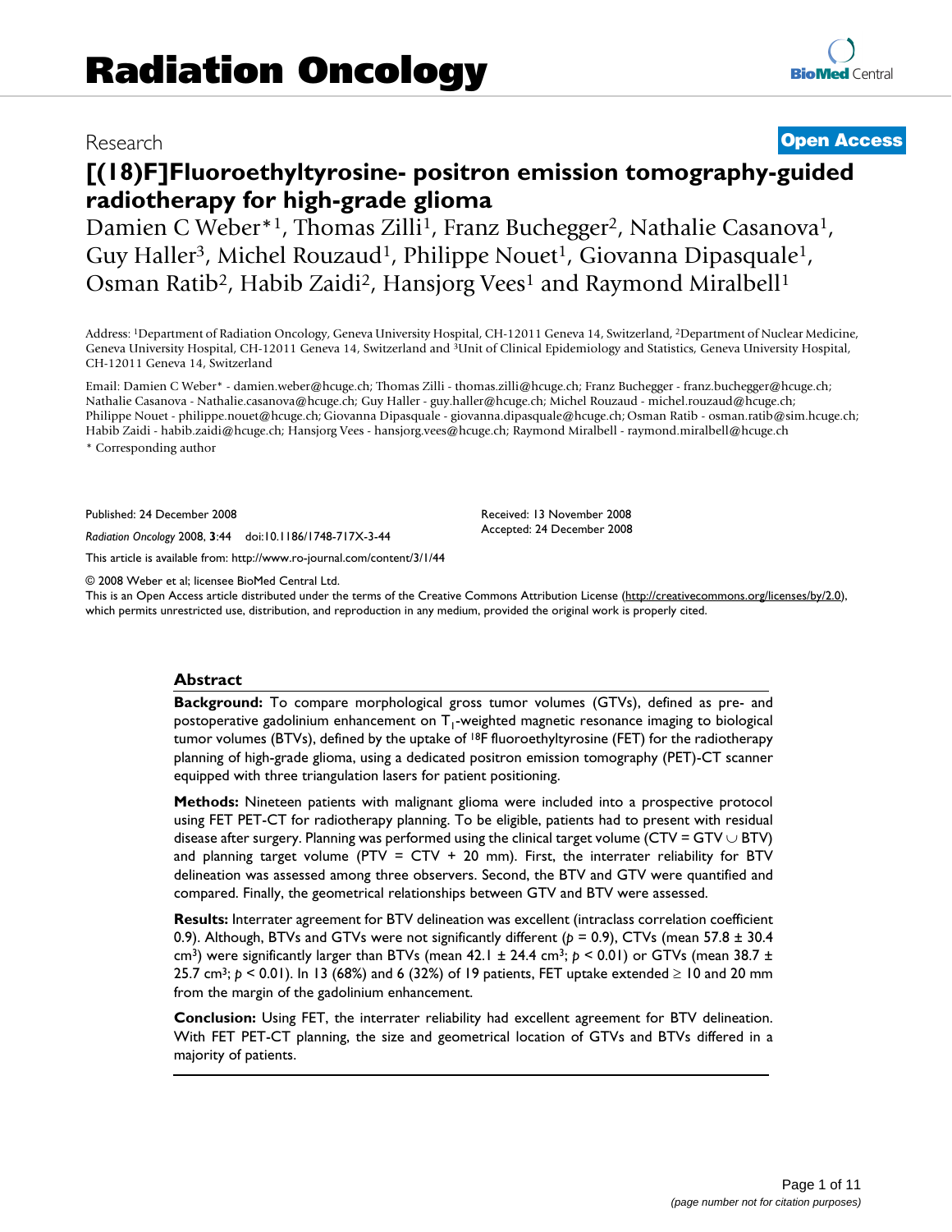Research

**Open Access**

# [(18)F]Fluoroethyltyrosine- positron emission tomography-guided radiotherapy for high-grade glioma

Damien C Weber*[1], Thomas Zilli[1], Franz Buchegger[2], Nathalie Casanova[1], Guy Haller[3], Michel Rouzaud[1], Philippe Nouet[1], Giovanna Dipasquale[1], Osman Ratib[2], Habib Zaidi[2], Hansjorg Vees[1] and Raymond Miralbell[1]

Address: [1]Department of Radiation Oncology, Geneva University Hospital, CH-12011 Geneva 14, Switzerland, [2]Department of Nuclear Medicine, Geneva University Hospital, CH-12011 Geneva 14, Switzerland and [3]Unit of Clinical Epidemiology and Statistics, Geneva University Hospital, CH-12011 Geneva 14, Switzerland

Email: Damien C Weber* - damien.weber@hcuge.ch; Thomas Zilli - thomas.zilli@hcuge.ch; Franz Buchegger - franz.buchegger@hcuge.ch; Nathalie Casanova - Nathalie.casanova@hcuge.ch; Guy Haller - guy.haller@hcuge.ch; Michel Rouzaud - michel.rouzaud@hcuge.ch; Philippe Nouet - philippe.nouet@hcuge.ch; Giovanna Dipasquale - giovanna.dipasquale@hcuge.ch; Osman Ratib - osman.ratib@sim.hcuge.ch; Habib Zaidi - habib.zaidi@hcuge.ch; Hansjorg Vees - hansjorg.vees@hcuge.ch; Raymond Miralbell - raymond.miralbell@hcuge.ch

\* Corresponding author

Published: 24 December 2008

*Radiation Oncology* 2008, **3**:44 doi:10.1186/1748-717X-3-44

Received: 13 November 2008
Accepted: 24 December 2008

This article is available from: http://www.ro-journal.com/content/3/1/44

© 2008 Weber et al; licensee BioMed Central Ltd.
This is an Open Access article distributed under the terms of the Creative Commons Attribution License (http://creativecommons.org/licenses/by/2.0), which permits unrestricted use, distribution, and reproduction in any medium, provided the original work is properly cited.

## Abstract

**Background:** To compare morphological gross tumor volumes (GTVs), defined as pre- and postoperative gadolinium enhancement on $T_1$-weighted magnetic resonance imaging to biological tumor volumes (BTVs), defined by the uptake of $^{18}$F fluoroethyltyrosine (FET) for the radiotherapy planning of high-grade glioma, using a dedicated positron emission tomography (PET)-CT scanner equipped with three triangulation lasers for patient positioning.

**Methods:** Nineteen patients with malignant glioma were included into a prospective protocol using FET PET-CT for radiotherapy planning. To be eligible, patients had to present with residual disease after surgery. Planning was performed using the clinical target volume (CTV = GTV $\cup$ BTV) and planning target volume (PTV = CTV + 20 mm). First, the interrater reliability for BTV delineation was assessed among three observers. Second, the BTV and GTV were quantified and compared. Finally, the geometrical relationships between GTV and BTV were assessed.

**Results:** Interrater agreement for BTV delineation was excellent (intraclass correlation coefficient 0.9). Although, BTVs and GTVs were not significantly different ($p$ = 0.9), CTVs (mean 57.8 ± 30.4 cm$^3$) were significantly larger than BTVs (mean 42.1 ± 24.4 cm$^3$; $p$ < 0.01) or GTVs (mean 38.7 ± 25.7 cm$^3$; $p$ < 0.01). In 13 (68%) and 6 (32%) of 19 patients, FET uptake extended ≥ 10 and 20 mm from the margin of the gadolinium enhancement.

**Conclusion:** Using FET, the interrater reliability had excellent agreement for BTV delineation. With FET PET-CT planning, the size and geometrical location of GTVs and BTVs differed in a majority of patients.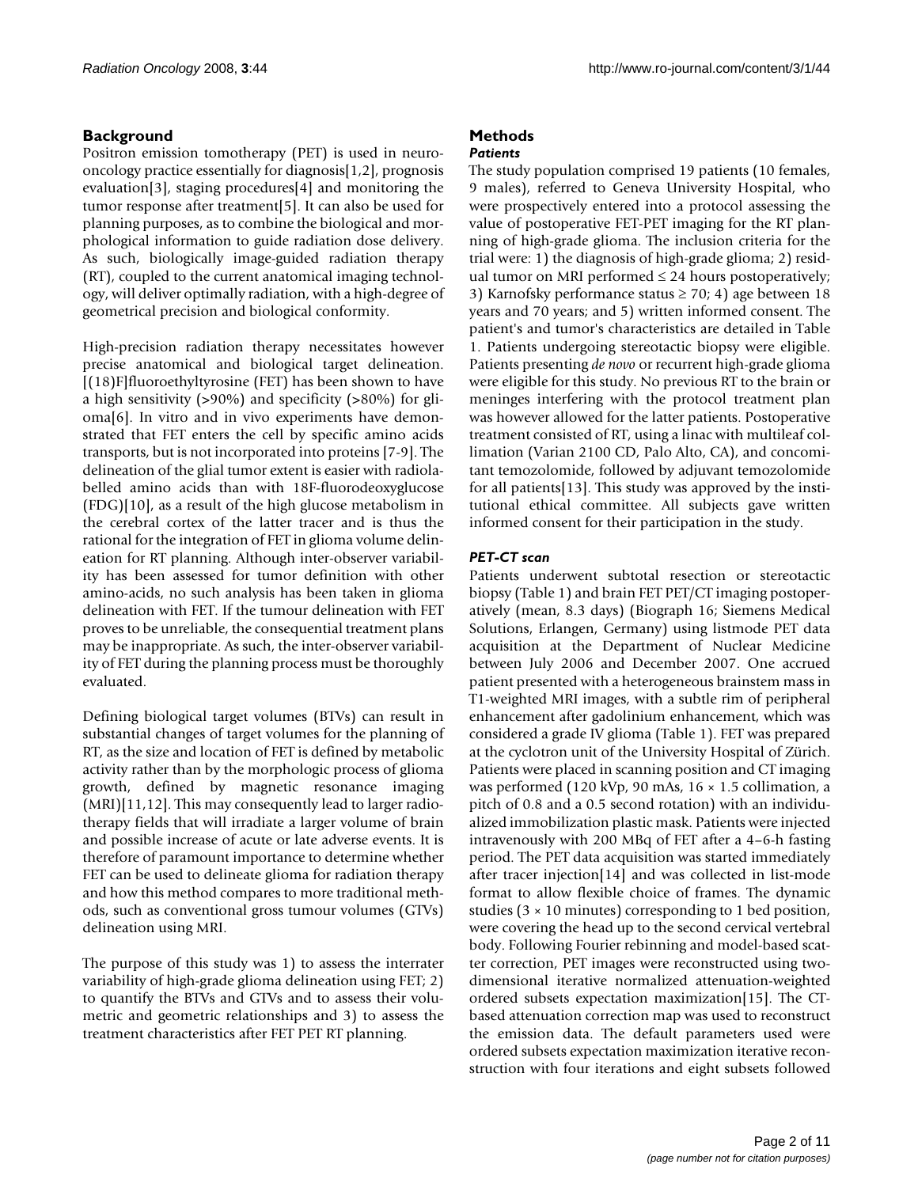## Background

Positron emission tomotherapy (PET) is used in neuro-oncology practice essentially for diagnosis[1,2], prognosis evaluation[3], staging procedures[4] and monitoring the tumor response after treatment[5]. It can also be used for planning purposes, as to combine the biological and morphological information to guide radiation dose delivery. As such, biologically image-guided radiation therapy (RT), coupled to the current anatomical imaging technology, will deliver optimally radiation, with a high-degree of geometrical precision and biological conformity.

High-precision radiation therapy necessitates however precise anatomical and biological target delineation. [(18)F]fluoroethyltyrosine (FET) has been shown to have a high sensitivity (>90%) and specificity (>80%) for glioma[6]. In vitro and in vivo experiments have demonstrated that FET enters the cell by specific amino acids transports, but is not incorporated into proteins [7-9]. The delineation of the glial tumor extent is easier with radiolabelled amino acids than with 18F-fluorodeoxyglucose (FDG)[10], as a result of the high glucose metabolism in the cerebral cortex of the latter tracer and is thus the rational for the integration of FET in glioma volume delineation for RT planning. Although inter-observer variability has been assessed for tumor definition with other amino-acids, no such analysis has been taken in glioma delineation with FET. If the tumour delineation with FET proves to be unreliable, the consequential treatment plans may be inappropriate. As such, the inter-observer variability of FET during the planning process must be thoroughly evaluated.

Defining biological target volumes (BTVs) can result in substantial changes of target volumes for the planning of RT, as the size and location of FET is defined by metabolic activity rather than by the morphologic process of glioma growth, defined by magnetic resonance imaging (MRI)[11,12]. This may consequently lead to larger radiotherapy fields that will irradiate a larger volume of brain and possible increase of acute or late adverse events. It is therefore of paramount importance to determine whether FET can be used to delineate glioma for radiation therapy and how this method compares to more traditional methods, such as conventional gross tumour volumes (GTVs) delineation using MRI.

The purpose of this study was 1) to assess the interrater variability of high-grade glioma delineation using FET; 2) to quantify the BTVs and GTVs and to assess their volumetric and geometric relationships and 3) to assess the treatment characteristics after FET PET RT planning.

## Methods

### *Patients*

The study population comprised 19 patients (10 females, 9 males), referred to Geneva University Hospital, who were prospectively entered into a protocol assessing the value of postoperative FET-PET imaging for the RT planning of high-grade glioma. The inclusion criteria for the trial were: 1) the diagnosis of high-grade glioma; 2) residual tumor on MRI performed ≤ 24 hours postoperatively; 3) Karnofsky performance status ≥ 70; 4) age between 18 years and 70 years; and 5) written informed consent. The patient's and tumor's characteristics are detailed in Table 1. Patients undergoing stereotactic biopsy were eligible. Patients presenting *de novo* or recurrent high-grade glioma were eligible for this study. No previous RT to the brain or meninges interfering with the protocol treatment plan was however allowed for the latter patients. Postoperative treatment consisted of RT, using a linac with multileaf collimation (Varian 2100 CD, Palo Alto, CA), and concomitant temozolomide, followed by adjuvant temozolomide for all patients[13]. This study was approved by the institutional ethical committee. All subjects gave written informed consent for their participation in the study.

### *PET-CT scan*

Patients underwent subtotal resection or stereotactic biopsy (Table 1) and brain FET PET/CT imaging postoperatively (mean, 8.3 days) (Biograph 16; Siemens Medical Solutions, Erlangen, Germany) using listmode PET data acquisition at the Department of Nuclear Medicine between July 2006 and December 2007. One accrued patient presented with a heterogeneous brainstem mass in T1-weighted MRI images, with a subtle rim of peripheral enhancement after gadolinium enhancement, which was considered a grade IV glioma (Table 1). FET was prepared at the cyclotron unit of the University Hospital of Zürich. Patients were placed in scanning position and CT imaging was performed (120 kVp, 90 mAs, 16 × 1.5 collimation, a pitch of 0.8 and a 0.5 second rotation) with an individualized immobilization plastic mask. Patients were injected intravenously with 200 MBq of FET after a 4–6-h fasting period. The PET data acquisition was started immediately after tracer injection[14] and was collected in list-mode format to allow flexible choice of frames. The dynamic studies (3 × 10 minutes) corresponding to 1 bed position, were covering the head up to the second cervical vertebral body. Following Fourier rebinning and model-based scatter correction, PET images were reconstructed using two-dimensional iterative normalized attenuation-weighted ordered subsets expectation maximization[15]. The CT-based attenuation correction map was used to reconstruct the emission data. The default parameters used were ordered subsets expectation maximization iterative reconstruction with four iterations and eight subsets followed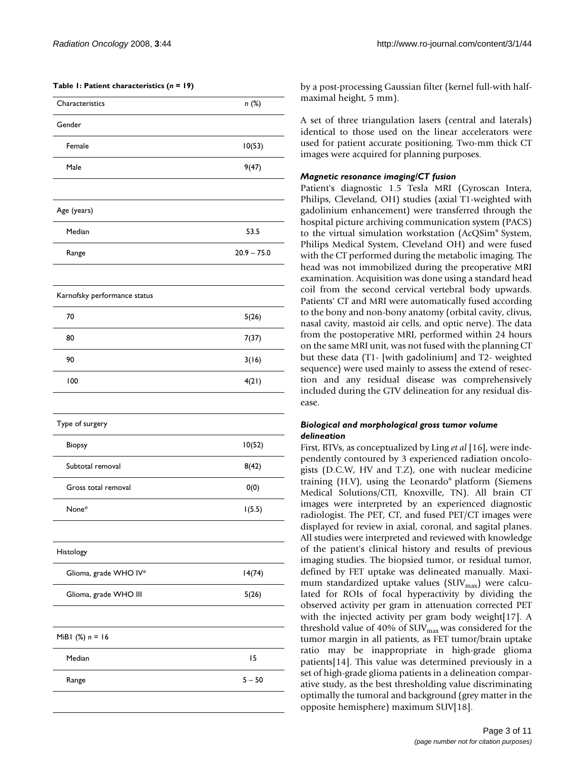**Table 1: Patient characteristics (*n* = 19)**

| Characteristics | *n* (%) |
|---|---|
| Gender | |
| Female | 10(53) |
| Male | 9(47) |
| | |
| Age (years) | |
| Median | 53.5 |
| Range | 20.9 – 75.0 |
| | |
| Karnofsky performance status | |
| 70 | 5(26) |
| 80 | 7(37) |
| 90 | 3(16) |
| 100 | 4(21) |
| | |
| Type of surgery | |
| Biopsy | 10(52) |
| Subtotal removal | 8(42) |
| Gross total removal | 0(0) |
| None* | 1(5.5) |
| | |
| Histology | |
| Glioma, grade WHO IV* | 14(74) |
| Glioma, grade WHO III | 5(26) |
| | |
| MiB1 (%) *n* = 16 | |
| Median | 15 |
| Range | 5 – 50 |

by a post-processing Gaussian filter (kernel full-with half-maximal height, 5 mm).

A set of three triangulation lasers (central and laterals) identical to those used on the linear accelerators were used for patient accurate positioning. Two-mm thick CT images were acquired for planning purposes.

### *Magnetic resonance imaging/CT fusion*

Patient's diagnostic 1.5 Tesla MRI (Gyroscan Intera, Philips, Cleveland, OH) studies (axial T1-weighted with gadolinium enhancement) were transferred through the hospital picture archiving communication system (PACS) to the virtual simulation workstation (AcQSim® System, Philips Medical System, Cleveland OH) and were fused with the CT performed during the metabolic imaging. The head was not immobilized during the preoperative MRI examination. Acquisition was done using a standard head coil from the second cervical vertebral body upwards. Patients' CT and MRI were automatically fused according to the bony and non-bony anatomy (orbital cavity, clivus, nasal cavity, mastoid air cells, and optic nerve). The data from the postoperative MRI, performed within 24 hours on the same MRI unit, was not fused with the planning CT but these data (T1- [with gadolinium] and T2- weighted sequence) were used mainly to assess the extend of resection and any residual disease was comprehensively included during the GTV delineation for any residual disease.

### *Biological and morphological gross tumor volume delineation*

First, BTVs, as conceptualized by Ling *et al* [16], were independently contoured by 3 experienced radiation oncologists (D.C.W, HV and T.Z), one with nuclear medicine training (H.V), using the Leonardo® platform (Siemens Medical Solutions/CTI, Knoxville, TN). All brain CT images were interpreted by an experienced diagnostic radiologist. The PET, CT, and fused PET/CT images were displayed for review in axial, coronal, and sagital planes. All studies were interpreted and reviewed with knowledge of the patient's clinical history and results of previous imaging studies. The biopsied tumor, or residual tumor, defined by FET uptake was delineated manually. Maximum standardized uptake values ($SUV_{max}$) were calculated for ROIs of focal hyperactivity by dividing the observed activity per gram in attenuation corrected PET with the injected activity per gram body weight[17]. A threshold value of 40% of $SUV_{max}$ was considered for the tumor margin in all patients, as FET tumor/brain uptake ratio may be inappropriate in high-grade glioma patients[14]. This value was determined previously in a set of high-grade glioma patients in a delineation comparative study, as the best thresholding value discriminating optimally the tumoral and background (grey matter in the opposite hemisphere) maximum SUV[18].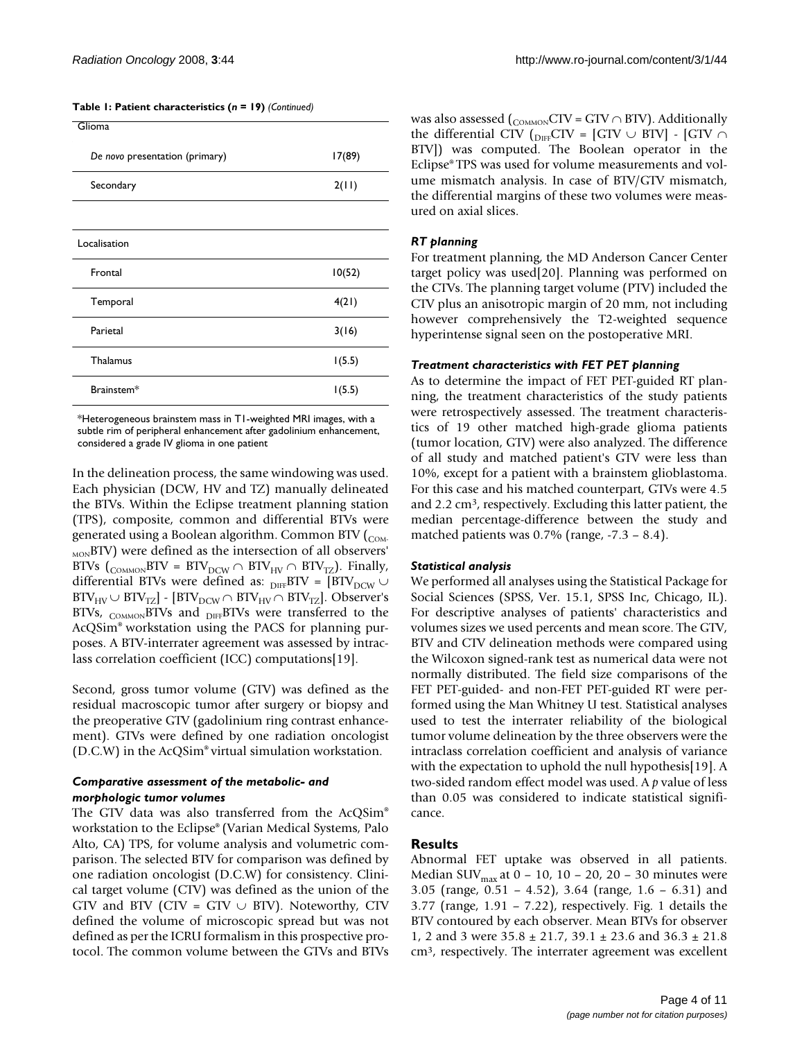**Table 1: Patient characteristics (*n* = 19)** *(Continued)*

| Glioma | |
| --- | --- |
| *De novo* presentation (primary) | 17(89) |
| Secondary | 2(11) |
| | |
| Localisation | |
| Frontal | 10(52) |
| Temporal | 4(21) |
| Parietal | 3(16) |
| Thalamus | 1(5.5) |
| Brainstem* | 1(5.5) |

*Heterogeneous brainstem mass in T1-weighted MRI images, with a subtle rim of peripheral enhancement after gadolinium enhancement, considered a grade IV glioma in one patient

In the delineation process, the same windowing was used. Each physician (DCW, HV and TZ) manually delineated the BTVs. Within the Eclipse treatment planning station (TPS), composite, common and differential BTVs were generated using a Boolean algorithm. Common BTV ($_{COMMON}$BTV) were defined as the intersection of all observers' BTVs ($_{COMMON}BTV = BTV_{DCW} \cap BTV_{HV} \cap BTV_{TZ}$). Finally, differential BTVs were defined as: $_{DIFF}BTV = [BTV_{DCW} \cup BTV_{HV} \cup BTV_{TZ}] - [BTV_{DCW} \cap BTV_{HV} \cap BTV_{TZ}]$. Observer's BTVs, $_{COMMON}$BTVs and $_{DIFF}$BTVs were transferred to the AcQSim® workstation using the PACS for planning purposes. A BTV-interrater agreement was assessed by intraclass correlation coefficient (ICC) computations[19].

Second, gross tumor volume (GTV) was defined as the residual macroscopic tumor after surgery or biopsy and the preoperative GTV (gadolinium ring contrast enhancement). GTVs were defined by one radiation oncologist (D.C.W) in the AcQSim® virtual simulation workstation.

### *Comparative assessment of the metabolic- and morphologic tumor volumes*

The GTV data was also transferred from the AcQSim® workstation to the Eclipse® (Varian Medical Systems, Palo Alto, CA) TPS, for volume analysis and volumetric comparison. The selected BTV for comparison was defined by one radiation oncologist (D.C.W) for consistency. Clinical target volume (CTV) was defined as the union of the GTV and BTV ($CTV = GTV \cup BTV$). Noteworthy, CTV defined the volume of microscopic spread but was not defined as per the ICRU formalism in this prospective protocol. The common volume between the GTVs and BTVs was also assessed ($_{COMMON}CTV = GTV \cap BTV$). Additionally the differential CTV ($_{DIFF}CTV = [GTV \cup BTV] - [GTV \cap BTV]$) was computed. The Boolean operator in the Eclipse® TPS was used for volume measurements and volume mismatch analysis. In case of BTV/GTV mismatch, the differential margins of these two volumes were measured on axial slices.

### *RT planning*

For treatment planning, the MD Anderson Cancer Center target policy was used[20]. Planning was performed on the CTVs. The planning target volume (PTV) included the CTV plus an anisotropic margin of 20 mm, not including however comprehensively the T2-weighted sequence hyperintense signal seen on the postoperative MRI.

### *Treatment characteristics with FET PET planning*

As to determine the impact of FET PET-guided RT planning, the treatment characteristics of the study patients were retrospectively assessed. The treatment characteristics of 19 other matched high-grade glioma patients (tumor location, GTV) were also analyzed. The difference of all study and matched patient's GTV were less than 10%, except for a patient with a brainstem glioblastoma. For this case and his matched counterpart, GTVs were 4.5 and 2.2 cm³, respectively. Excluding this latter patient, the median percentage-difference between the study and matched patients was 0.7% (range, -7.3 – 8.4).

### *Statistical analysis*

We performed all analyses using the Statistical Package for Social Sciences (SPSS, Ver. 15.1, SPSS Inc, Chicago, IL). For descriptive analyses of patients' characteristics and volumes sizes we used percents and mean score. The GTV, BTV and CTV delineation methods were compared using the Wilcoxon signed-rank test as numerical data were not normally distributed. The field size comparisons of the FET PET-guided- and non-FET PET-guided RT were performed using the Man Whitney U test. Statistical analyses used to test the interrater reliability of the biological tumor volume delineation by the three observers were the intraclass correlation coefficient and analysis of variance with the expectation to uphold the null hypothesis[19]. A two-sided random effect model was used. A *p* value of less than 0.05 was considered to indicate statistical significance.

## Results

Abnormal FET uptake was observed in all patients. Median $SUV_{max}$ at 0 – 10, 10 – 20, 20 – 30 minutes were 3.05 (range, 0.51 – 4.52), 3.64 (range, 1.6 – 6.31) and 3.77 (range, 1.91 – 7.22), respectively. Fig. 1 details the BTV contoured by each observer. Mean BTVs for observer 1, 2 and 3 were 35.8 ± 21.7, 39.1 ± 23.6 and 36.3 ± 21.8 cm³, respectively. The interrater agreement was excellent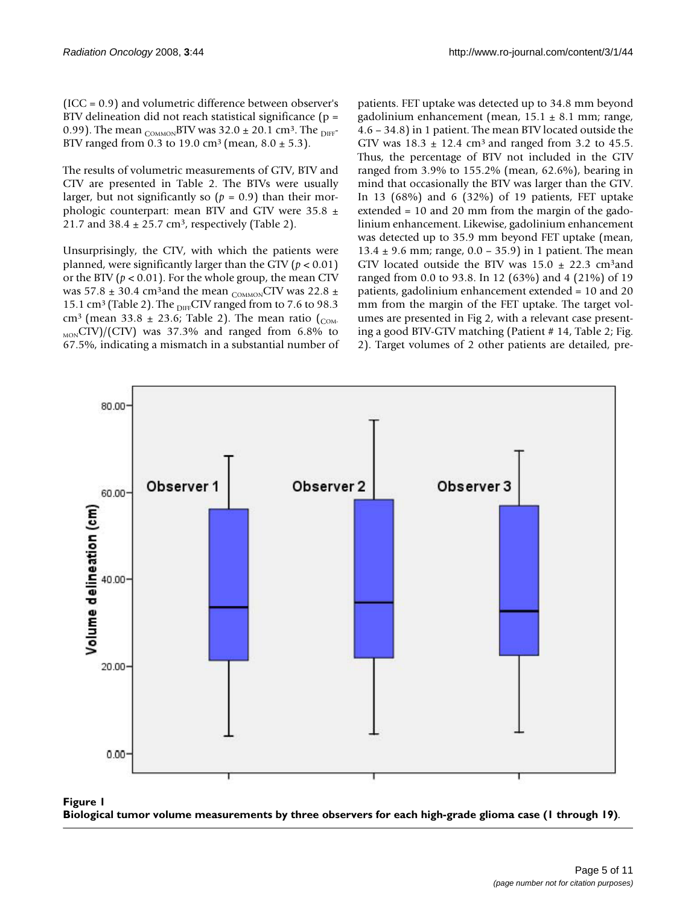(ICC = 0.9) and volumetric difference between observer's BTV delineation did not reach statistical significance (p = 0.99). The mean $_{COMMON}$BTV was 32.0 ± 20.1 cm³. The $_{DIFF}$-BTV ranged from 0.3 to 19.0 cm³ (mean, 8.0 ± 5.3).

The results of volumetric measurements of GTV, BTV and CTV are presented in Table 2. The BTVs were usually larger, but not significantly so ($p = 0.9$) than their morphologic counterpart: mean BTV and GTV were 35.8 ± 21.7 and 38.4 ± 25.7 cm³, respectively (Table 2).

Unsurprisingly, the CTV, with which the patients were planned, were significantly larger than the GTV ($p < 0.01$) or the BTV ($p < 0.01$). For the whole group, the mean CTV was 57.8 ± 30.4 cm³and the mean $_{COMMON}$CTV was 22.8 ± 15.1 cm³ (Table 2). The $_{DIFF}$CTV ranged from to 7.6 to 98.3 cm³ (mean 33.8 ± 23.6; Table 2). The mean ratio ($_{COMMON}$CTV)/(CTV) was 37.3% and ranged from 6.8% to 67.5%, indicating a mismatch in a substantial number of patients. FET uptake was detected up to 34.8 mm beyond gadolinium enhancement (mean, 15.1 ± 8.1 mm; range, 4.6 – 34.8) in 1 patient. The mean BTV located outside the GTV was 18.3 ± 12.4 cm³ and ranged from 3.2 to 45.5. Thus, the percentage of BTV not included in the GTV ranged from 3.9% to 155.2% (mean, 62.6%), bearing in mind that occasionally the BTV was larger than the GTV. In 13 (68%) and 6 (32%) of 19 patients, FET uptake extended = 10 and 20 mm from the margin of the gadolinium enhancement. Likewise, gadolinium enhancement was detected up to 35.9 mm beyond FET uptake (mean, 13.4 ± 9.6 mm; range, 0.0 – 35.9) in 1 patient. The mean GTV located outside the BTV was 15.0 ± 22.3 cm³and ranged from 0.0 to 93.8. In 12 (63%) and 4 (21%) of 19 patients, gadolinium enhancement extended = 10 and 20 mm from the margin of the FET uptake. The target volumes are presented in Fig 2, with a relevant case presenting a good BTV-GTV matching (Patient # 14, Table 2; Fig. 2). Target volumes of 2 other patients are detailed, pre-

**Figure 1**
**Biological tumor volume measurements by three observers for each high-grade glioma case (1 through 19).**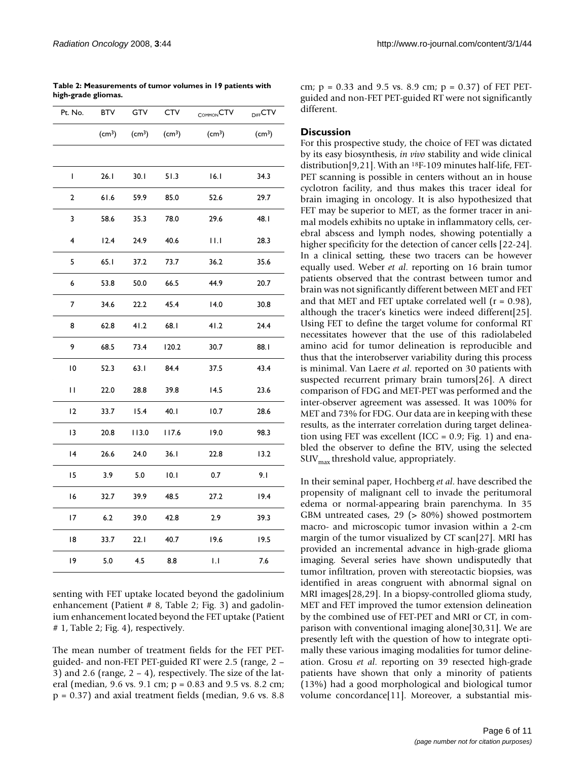**Table 2: Measurements of tumor volumes in 19 patients with high-grade gliomas.**

| Pt. No. | BTV | GTV | CTV | $_{COMMON}$CTV | $_{DIFF}$CTV |
|---|---|---|---|---|---|
| | (cm³) | (cm³) | (cm³) | (cm³) | (cm³) |
| 1 | 26.1 | 30.1 | 51.3 | 16.1 | 34.3 |
| 2 | 61.6 | 59.9 | 85.0 | 52.6 | 29.7 |
| 3 | 58.6 | 35.3 | 78.0 | 29.6 | 48.1 |
| 4 | 12.4 | 24.9 | 40.6 | 11.1 | 28.3 |
| 5 | 65.1 | 37.2 | 73.7 | 36.2 | 35.6 |
| 6 | 53.8 | 50.0 | 66.5 | 44.9 | 20.7 |
| 7 | 34.6 | 22.2 | 45.4 | 14.0 | 30.8 |
| 8 | 62.8 | 41.2 | 68.1 | 41.2 | 24.4 |
| 9 | 68.5 | 73.4 | 120.2 | 30.7 | 88.1 |
| 10 | 52.3 | 63.1 | 84.4 | 37.5 | 43.4 |
| 11 | 22.0 | 28.8 | 39.8 | 14.5 | 23.6 |
| 12 | 33.7 | 15.4 | 40.1 | 10.7 | 28.6 |
| 13 | 20.8 | 113.0 | 117.6 | 19.0 | 98.3 |
| 14 | 26.6 | 24.0 | 36.1 | 22.8 | 13.2 |
| 15 | 3.9 | 5.0 | 10.1 | 0.7 | 9.1 |
| 16 | 32.7 | 39.9 | 48.5 | 27.2 | 19.4 |
| 17 | 6.2 | 39.0 | 42.8 | 2.9 | 39.3 |
| 18 | 33.7 | 22.1 | 40.7 | 19.6 | 19.5 |
| 19 | 5.0 | 4.5 | 8.8 | 1.1 | 7.6 |

senting with FET uptake located beyond the gadolinium enhancement (Patient # 8, Table 2; Fig. 3) and gadolinium enhancement located beyond the FET uptake (Patient # 1, Table 2; Fig. 4), respectively.

The mean number of treatment fields for the FET PET-guided- and non-FET PET-guided RT were 2.5 (range, 2 – 3) and 2.6 (range, 2 – 4), respectively. The size of the lateral (median, 9.6 vs. 9.1 cm; $p = 0.83$ and 9.5 vs. 8.2 cm; $p = 0.37$) and axial treatment fields (median, 9.6 vs. 8.8 cm; $p = 0.33$ and 9.5 vs. 8.9 cm; $p = 0.37$) of FET PET-guided and non-FET PET-guided RT were not significantly different.

## Discussion

For this prospective study, the choice of FET was dictated by its easy biosynthesis, *in vivo* stability and wide clinical distribution[9,21]. With an $^{18}$F-109 minutes half-life, FET-PET scanning is possible in centers without an in house cyclotron facility, and thus makes this tracer ideal for brain imaging in oncology. It is also hypothesized that FET may be superior to MET, as the former tracer in animal models exhibits no uptake in inflammatory cells, cerebral abscess and lymph nodes, showing potentially a higher specificity for the detection of cancer cells [22-24]. In a clinical setting, these two tracers can be however equally used. Weber *et al*. reporting on 16 brain tumor patients observed that the contrast between tumor and brain was not significantly different between MET and FET and that MET and FET uptake correlated well ($r = 0.98$), although the tracer's kinetics were indeed different[25]. Using FET to define the target volume for conformal RT necessitates however that the use of this radiolabeled amino acid for tumor delineation is reproducible and thus that the interobserver variability during this process is minimal. Van Laere *et al*. reported on 30 patients with suspected recurrent primary brain tumors[26]. A direct comparison of FDG and MET-PET was performed and the inter-observer agreement was assessed. It was 100% for MET and 73% for FDG. Our data are in keeping with these results, as the interrater correlation during target delineation using FET was excellent (ICC = 0.9; Fig. 1) and enabled the observer to define the BTV, using the selected $SUV_{max}$ threshold value, appropriately.

In their seminal paper, Hochberg *et al*. have described the propensity of malignant cell to invade the peritumoral edema or normal-appearing brain parenchyma. In 35 GBM untreated cases, 29 (> 80%) showed postmortem macro- and microscopic tumor invasion within a 2-cm margin of the tumor visualized by CT scan[27]. MRI has provided an incremental advance in high-grade glioma imaging. Several series have shown undisputedly that tumor infiltration, proven with stereotactic biopsies, was identified in areas congruent with abnormal signal on MRI images[28,29]. In a biopsy-controlled glioma study, MET and FET improved the tumor extension delineation by the combined use of FET-PET and MRI or CT, in comparison with conventional imaging alone[30,31]. We are presently left with the question of how to integrate optimally these various imaging modalities for tumor delineation. Grosu *et al*. reporting on 39 resected high-grade patients have shown that only a minority of patients (13%) had a good morphological and biological tumor volume concordance[11]. Moreover, a substantial mis-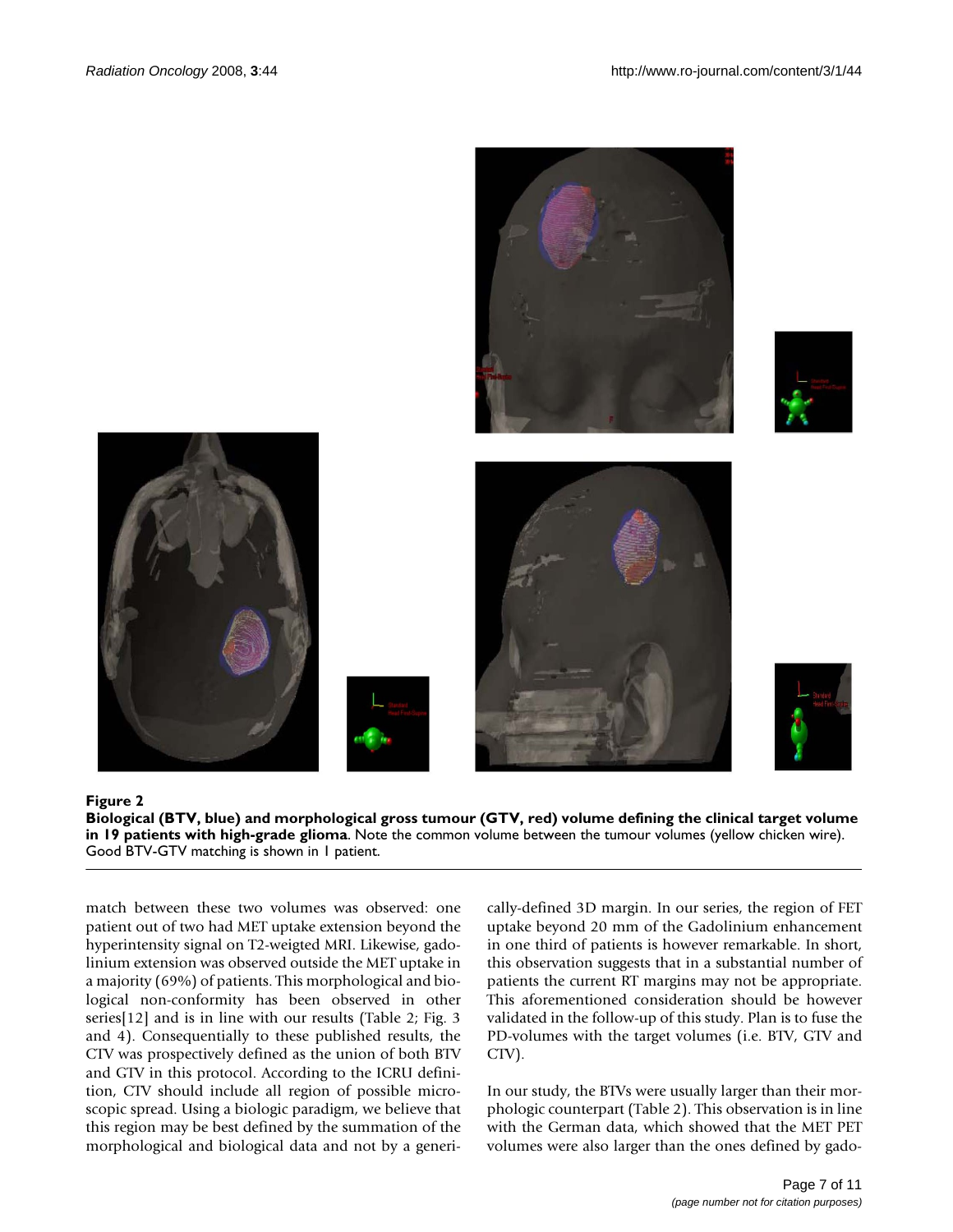**Figure 2**

**Biological (BTV, blue) and morphological gross tumour (GTV, red) volume defining the clinical target volume in 19 patients with high-grade glioma**. Note the common volume between the tumour volumes (yellow chicken wire). Good BTV-GTV matching is shown in 1 patient.

match between these two volumes was observed: one patient out of two had MET uptake extension beyond the hyperintensity signal on T2-weigted MRI. Likewise, gadolinium extension was observed outside the MET uptake in a majority (69%) of patients. This morphological and biological non-conformity has been observed in other series[12] and is in line with our results (Table 2; Fig. 3 and 4). Consequentially to these published results, the CTV was prospectively defined as the union of both BTV and GTV in this protocol. According to the ICRU definition, CTV should include all region of possible microscopic spread. Using a biologic paradigm, we believe that this region may be best defined by the summation of the morphological and biological data and not by a generically-defined 3D margin. In our series, the region of FET uptake beyond 20 mm of the Gadolinium enhancement in one third of patients is however remarkable. In short, this observation suggests that in a substantial number of patients the current RT margins may not be appropriate. This aforementioned consideration should be however validated in the follow-up of this study. Plan is to fuse the PD-volumes with the target volumes (i.e. BTV, GTV and CTV).

In our study, the BTVs were usually larger than their morphologic counterpart (Table 2). This observation is in line with the German data, which showed that the MET PET volumes were also larger than the ones defined by gado-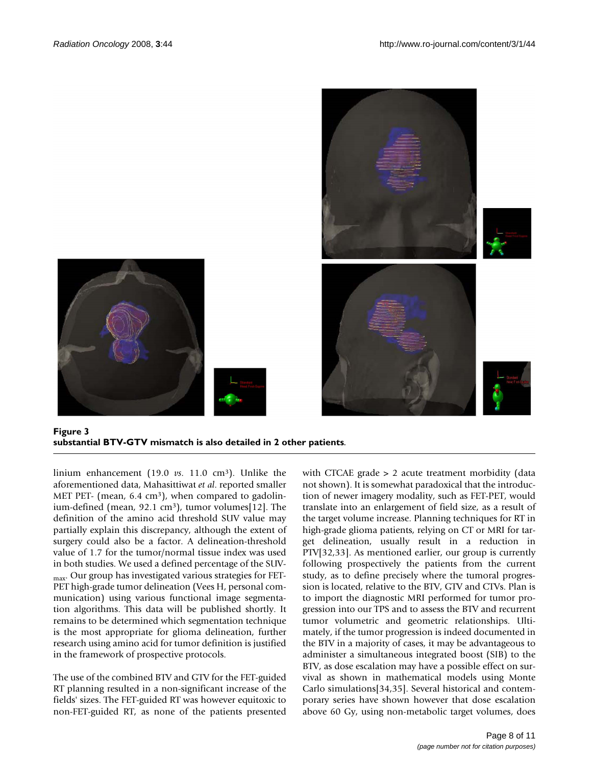**Figure 3**
**substantial BTV-GTV mismatch is also detailed in 2 other patients**.

linium enhancement (19.0 *vs.* 11.0 cm³). Unlike the aforementioned data, Mahasittiwat *et al*. reported smaller MET PET- (mean, 6.4 cm³), when compared to gadolinium-defined (mean, 92.1 cm³), tumor volumes[12]. The definition of the amino acid threshold SUV value may partially explain this discrepancy, although the extent of surgery could also be a factor. A delineation-threshold value of 1.7 for the tumor/normal tissue index was used in both studies. We used a defined percentage of the $SUV_{max}$. Our group has investigated various strategies for FET-PET high-grade tumor delineation (Vees H, personal communication) using various functional image segmentation algorithms. This data will be published shortly. It remains to be determined which segmentation technique is the most appropriate for glioma delineation, further research using amino acid for tumor definition is justified in the framework of prospective protocols.

The use of the combined BTV and GTV for the FET-guided RT planning resulted in a non-significant increase of the fields' sizes. The FET-guided RT was however equitoxic to non-FET-guided RT, as none of the patients presented with CTCAE grade > 2 acute treatment morbidity (data not shown). It is somewhat paradoxical that the introduction of newer imagery modality, such as FET-PET, would translate into an enlargement of field size, as a result of the target volume increase. Planning techniques for RT in high-grade glioma patients, relying on CT or MRI for target delineation, usually result in a reduction in PTV[32,33]. As mentioned earlier, our group is currently following prospectively the patients from the current study, as to define precisely where the tumoral progression is located, relative to the BTV, GTV and CTVs. Plan is to import the diagnostic MRI performed for tumor progression into our TPS and to assess the BTV and recurrent tumor volumetric and geometric relationships. Ultimately, if the tumor progression is indeed documented in the BTV in a majority of cases, it may be advantageous to administer a simultaneous integrated boost (SIB) to the BTV, as dose escalation may have a possible effect on survival as shown in mathematical models using Monte Carlo simulations[34,35]. Several historical and contemporary series have shown however that dose escalation above 60 Gy, using non-metabolic target volumes, does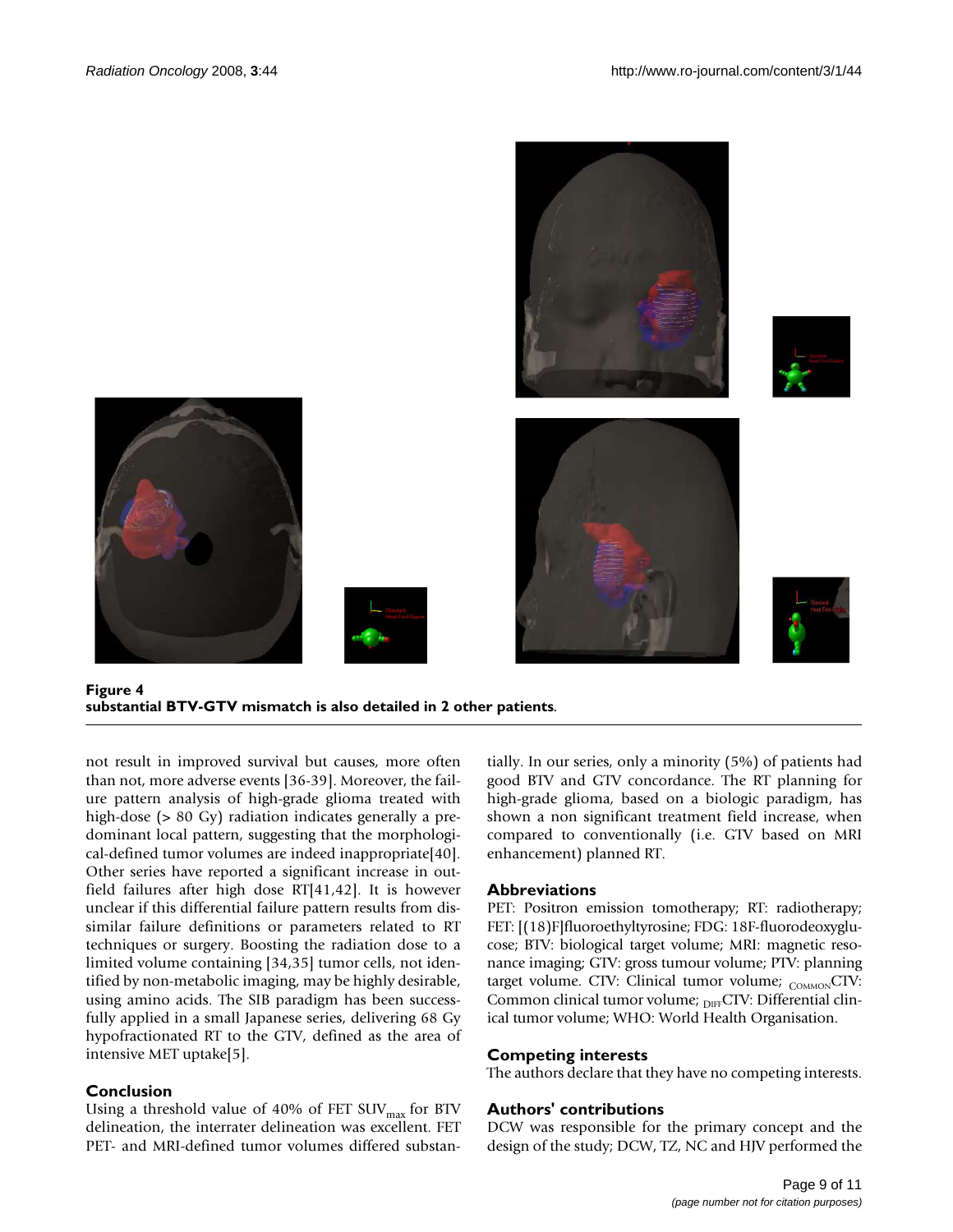**Figure 4**
**substantial BTV-GTV mismatch is also detailed in 2 other patients**.

not result in improved survival but causes, more often than not, more adverse events [36-39]. Moreover, the failure pattern analysis of high-grade glioma treated with high-dose (> 80 Gy) radiation indicates generally a predominant local pattern, suggesting that the morphological-defined tumor volumes are indeed inappropriate[40]. Other series have reported a significant increase in outfield failures after high dose RT[41,42]. It is however unclear if this differential failure pattern results from dissimilar failure definitions or parameters related to RT techniques or surgery. Boosting the radiation dose to a limited volume containing [34,35] tumor cells, not identified by non-metabolic imaging, may be highly desirable, using amino acids. The SIB paradigm has been successfully applied in a small Japanese series, delivering 68 Gy hypofractionated RT to the GTV, defined as the area of intensive MET uptake[5].

## Conclusion

Using a threshold value of 40% of FET $SUV_{max}$ for BTV delineation, the interrater delineation was excellent. FET PET- and MRI-defined tumor volumes differed substantially. In our series, only a minority (5%) of patients had good BTV and GTV concordance. The RT planning for high-grade glioma, based on a biologic paradigm, has shown a non significant treatment field increase, when compared to conventionally (i.e. GTV based on MRI enhancement) planned RT.

## Abbreviations

PET: Positron emission tomotherapy; RT: radiotherapy; FET: [(18)F]fluoroethyltyrosine; FDG: 18F-fluorodeoxyglucose; BTV: biological target volume; MRI: magnetic resonance imaging; GTV: gross tumour volume; PTV: planning target volume. CTV: Clinical tumor volume; $_{\text{COMMON}}$CTV: Common clinical tumor volume; $_{\text{DIFF}}$CTV: Differential clinical tumor volume; WHO: World Health Organisation.

## Competing interests

The authors declare that they have no competing interests.

## Authors' contributions

DCW was responsible for the primary concept and the design of the study; DCW, TZ, NC and HJV performed the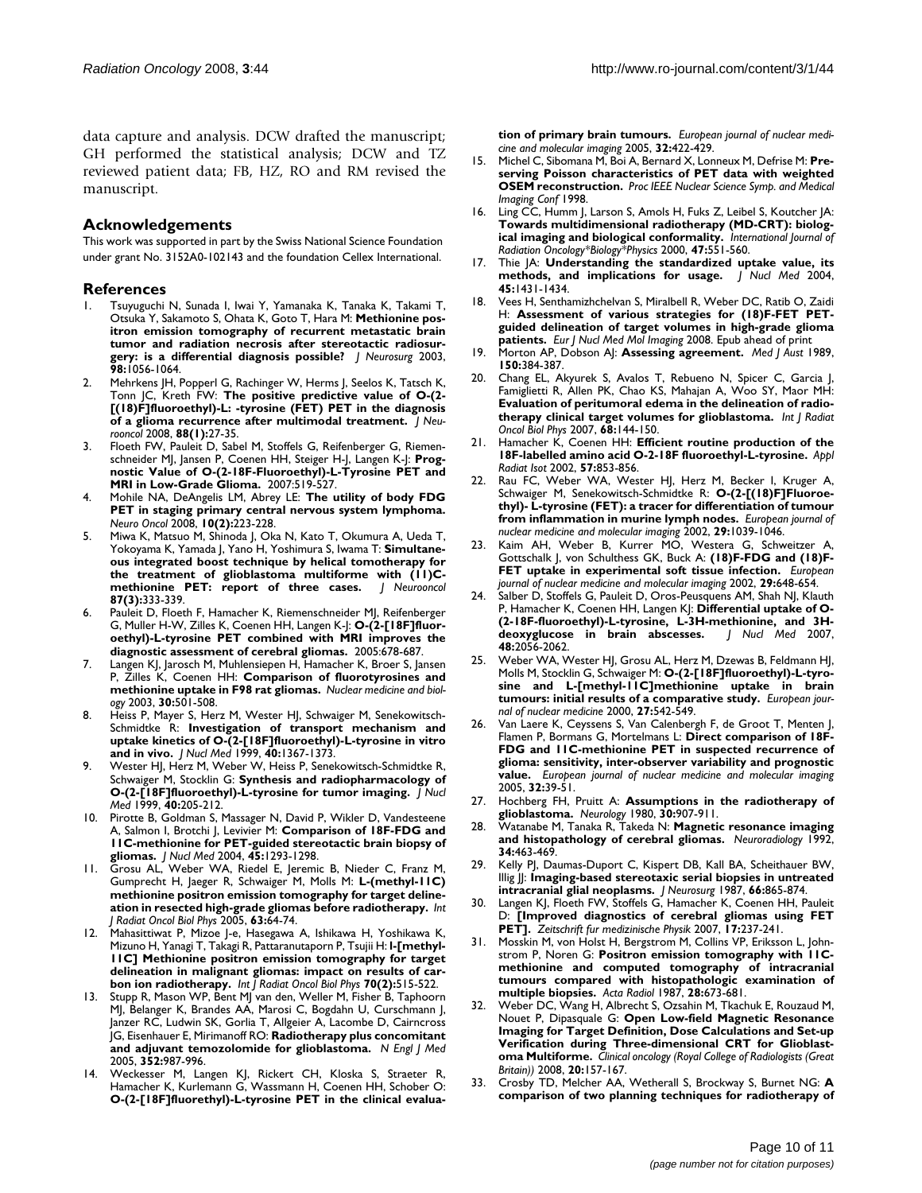data capture and analysis. DCW drafted the manuscript; GH performed the statistical analysis; DCW and TZ reviewed patient data; FB, HZ, RO and RM revised the manuscript.

## Acknowledgements

This work was supported in part by the Swiss National Science Foundation under grant No. 3152A0-102143 and the foundation Cellex International.

## References

1. Tsuyuguchi N, Sunada I, Iwai Y, Yamanaka K, Tanaka K, Takami T, Otsuka Y, Sakamoto S, Ohata K, Goto T, Hara M: **Methionine positron emission tomography of recurrent metastatic brain tumor and radiation necrosis after stereotactic radiosurgery: is a differential diagnosis possible?** *J Neurosurg* 2003, **98:**1056-1064.
2. Mehrkens JH, Popperl G, Rachinger W, Herms J, Seelos K, Tatsch K, Tonn JC, Kreth FW: **The positive predictive value of O-(2-[(18)F]fluoroethyl)-L: -tyrosine (FET) PET in the diagnosis of a glioma recurrence after multimodal treatment.** *J Neurooncol* 2008, **88(1):**27-35.
3. Floeth FW, Pauleit D, Sabel M, Stoffels G, Reifenberger G, Riemenschneider MJ, Jansen P, Coenen HH, Steiger H-J, Langen K-J: **Prognostic Value of O-(2-18F-Fluoroethyl)-L-Tyrosine PET and MRI in Low-Grade Glioma.** 2007:519-527.
4. Mohile NA, DeAngelis LM, Abrey LE: **The utility of body FDG PET in staging primary central nervous system lymphoma.** *Neuro Oncol* 2008, **10(2):**223-228.
5. Miwa K, Matsuo M, Shinoda J, Oka N, Kato T, Okumura A, Ueda T, Yokoyama K, Yamada J, Yano H, Yoshimura S, Iwama T: **Simultaneous integrated boost technique by helical tomotherapy for the treatment of glioblastoma multiforme with (11)C-methionine PET: report of three cases.** *J Neurooncol* **87(3):**333-339.
6. Pauleit D, Floeth F, Hamacher K, Riemenschneider MJ, Reifenberger G, Muller H-W, Zilles K, Coenen HH, Langen K-J: **O-(2-[18F]fluoroethyl)-L-tyrosine PET combined with MRI improves the diagnostic assessment of cerebral gliomas.** 2005:678-687.
7. Langen KJ, Jarosch M, Muhlensiepen H, Hamacher K, Broer S, Jansen P, Zilles K, Coenen HH: **Comparison of fluorotyrosines and methionine uptake in F98 rat gliomas.** *Nuclear medicine and biology* 2003, **30:**501-508.
8. Heiss P, Mayer S, Herz M, Wester HJ, Schwaiger M, Senekowitsch-Schmidtke R: **Investigation of transport mechanism and uptake kinetics of O-(2-[18F]fluoroethyl)-L-tyrosine in vitro and in vivo.** *J Nucl Med* 1999, **40:**1367-1373.
9. Wester HJ, Herz M, Weber W, Heiss P, Senekowitsch-Schmidtke R, Schwaiger M, Stocklin G: **Synthesis and radiopharmacology of O-(2-[18F]fluoroethyl)-L-tyrosine for tumor imaging.** *J Nucl Med* 1999, **40:**205-212.
10. Pirotte B, Goldman S, Massager N, David P, Wikler D, Vandesteene A, Salmon I, Brotchi J, Levivier M: **Comparison of 18F-FDG and 11C-methionine for PET-guided stereotactic brain biopsy of gliomas.** *J Nucl Med* 2004, **45:**1293-1298.
11. Grosu AL, Weber WA, Riedel E, Jeremic B, Nieder C, Franz M, Gumprecht H, Jaeger R, Schwaiger M, Molls M: **L-(methyl-11C) methionine positron emission tomography for target delineation in resected high-grade gliomas before radiotherapy.** *Int J Radiat Oncol Biol Phys* 2005, **63:**64-74.
12. Mahasittiwat P, Mizoe J-e, Hasegawa A, Ishikawa H, Yoshikawa K, Mizuno H, Yanagi T, Takagi R, Pattaranutaporn P, Tsujii H: **l-[methyl-11C] Methionine positron emission tomography for target delineation in malignant gliomas: impact on results of carbon ion radiotherapy.** *Int J Radiat Oncol Biol Phys* **70(2):**515-522.
13. Stupp R, Mason WP, Bent MJ van den, Weller M, Fisher B, Taphoorn MJ, Belanger K, Brandes AA, Marosi C, Bogdahn U, Curschmann J, Janzer RC, Ludwin SK, Gorlia T, Allgeier A, Lacombe D, Cairncross JG, Eisenhauer E, Mirimanoff RO: **Radiotherapy plus concomitant and adjuvant temozolomide for glioblastoma.** *N Engl J Med* 2005, **352:**987-996.
14. Weckesser M, Langen KJ, Rickert CH, Kloska S, Straeter R, Hamacher K, Kurlemann G, Wassmann H, Coenen HH, Schober O: **O-(2-[18F]fluorethyl)-L-tyrosine PET in the clinical evaluation of primary brain tumours.** *European journal of nuclear medicine and molecular imaging* 2005, **32:**422-429.
15. Michel C, Sibomana M, Boi A, Bernard X, Lonneux M, Defrise M: **Preserving Poisson characteristics of PET data with weighted OSEM reconstruction.** *Proc IEEE Nuclear Science Symp. and Medical Imaging Conf* 1998.
16. Ling CC, Humm J, Larson S, Amols H, Fuks Z, Leibel S, Koutcher JA: **Towards multidimensional radiotherapy (MD-CRT): biological imaging and biological conformality.** *International Journal of Radiation Oncology*Biology*Physics* 2000, **47:**551-560.
17. Thie JA: **Understanding the standardized uptake value, its methods, and implications for usage.** *J Nucl Med* 2004, **45:**1431-1434.
18. Vees H, Senthamizhchelvan S, Miralbell R, Weber DC, Ratib O, Zaidi H: **Assessment of various strategies for (18)F-FET PET-guided delineation of target volumes in high-grade glioma patients.** *Eur J Nucl Med Mol Imaging* 2008. Epub ahead of print
19. Morton AP, Dobson AJ: **Assessing agreement.** *Med J Aust* 1989, **150:**384-387.
20. Chang EL, Akyurek S, Avalos T, Rebueno N, Spicer C, Garcia J, Famiglietti R, Allen PK, Chao KS, Mahajan A, Woo SY, Maor MH: **Evaluation of peritumoral edema in the delineation of radiotherapy clinical target volumes for glioblastoma.** *Int J Radiat Oncol Biol Phys* 2007, **68:**144-150.
21. Hamacher K, Coenen HH: **Efficient routine production of the 18F-labelled amino acid O-2-18F fluoroethyl-L-tyrosine.** *Appl Radiat Isot* 2002, **57:**853-856.
22. Rau FC, Weber WA, Wester HJ, Herz M, Becker I, Kruger A, Schwaiger M, Senekowitsch-Schmidtke R: **O-(2-[(18)F]Fluoroethyl)- L-tyrosine (FET): a tracer for differentiation of tumour from inflammation in murine lymph nodes.** *European journal of nuclear medicine and molecular imaging* 2002, **29:**1039-1046.
23. Kaim AH, Weber B, Kurrer MO, Westera G, Schweitzer A, Gottschalk J, von Schulthess GK, Buck A: **(18)F-FDG and (18)F-FET uptake in experimental soft tissue infection.** *European journal of nuclear medicine and molecular imaging* 2002, **29:**648-654.
24. Salber D, Stoffels G, Pauleit D, Oros-Peusquens AM, Shah NJ, Klauth P, Hamacher K, Coenen HH, Langen KJ: **Differential uptake of O-(2-18F-fluoroethyl)-L-tyrosine, L-3H-methionine, and 3H-deoxyglucose in brain abscesses.** *J Nucl Med* 2007, **48:**2056-2062.
25. Weber WA, Wester HJ, Grosu AL, Herz M, Dzewas B, Feldmann HJ, Molls M, Stocklin G, Schwaiger M: **O-(2-[18F]fluoroethyl)-L-tyrosine and L-[methyl-11C]methionine uptake in brain tumours: initial results of a comparative study.** *European journal of nuclear medicine* 2000, **27:**542-549.
26. Van Laere K, Ceyssens S, Van Calenbergh F, de Groot T, Menten J, Flamen P, Bormans G, Mortelmans L: **Direct comparison of 18F-FDG and 11C-methionine PET in suspected recurrence of glioma: sensitivity, inter-observer variability and prognostic value.** *European journal of nuclear medicine and molecular imaging* 2005, **32:**39-51.
27. Hochberg FH, Pruitt A: **Assumptions in the radiotherapy of glioblastoma.** *Neurology* 1980, **30:**907-911.
28. Watanabe M, Tanaka R, Takeda N: **Magnetic resonance imaging and histopathology of cerebral gliomas.** *Neuroradiology* 1992, **34:**463-469.
29. Kelly PJ, Daumas-Duport C, Kispert DB, Kall BA, Scheithauer BW, Illig JJ: **Imaging-based stereotaxic serial biopsies in untreated intracranial glial neoplasms.** *J Neurosurg* 1987, **66:**865-874.
30. Langen KJ, Floeth FW, Stoffels G, Hamacher K, Coenen HH, Pauleit D: **[Improved diagnostics of cerebral gliomas using FET PET].** *Zeitschrift fur medizinische Physik* 2007, **17:**237-241.
31. Mosskin M, von Holst H, Bergstrom M, Collins VP, Eriksson L, Johnstrom P, Noren G: **Positron emission tomography with 11C-methionine and computed tomography of intracranial tumours compared with histopathologic examination of multiple biopsies.** *Acta Radiol* 1987, **28:**673-681.
32. Weber DC, Wang H, Albrecht S, Ozsahin M, Tkachuk E, Rouzaud M, Nouet P, Dipasquale G: **Open Low-field Magnetic Resonance Imaging for Target Definition, Dose Calculations and Set-up Verification during Three-dimensional CRT for Glioblastoma Multiforme.** *Clinical oncology (Royal College of Radiologists (Great Britain))* 2008, **20:**157-167.
33. Crosby TD, Melcher AA, Wetherall S, Brockway S, Burnet NG: **A comparison of two planning techniques for radiotherapy of**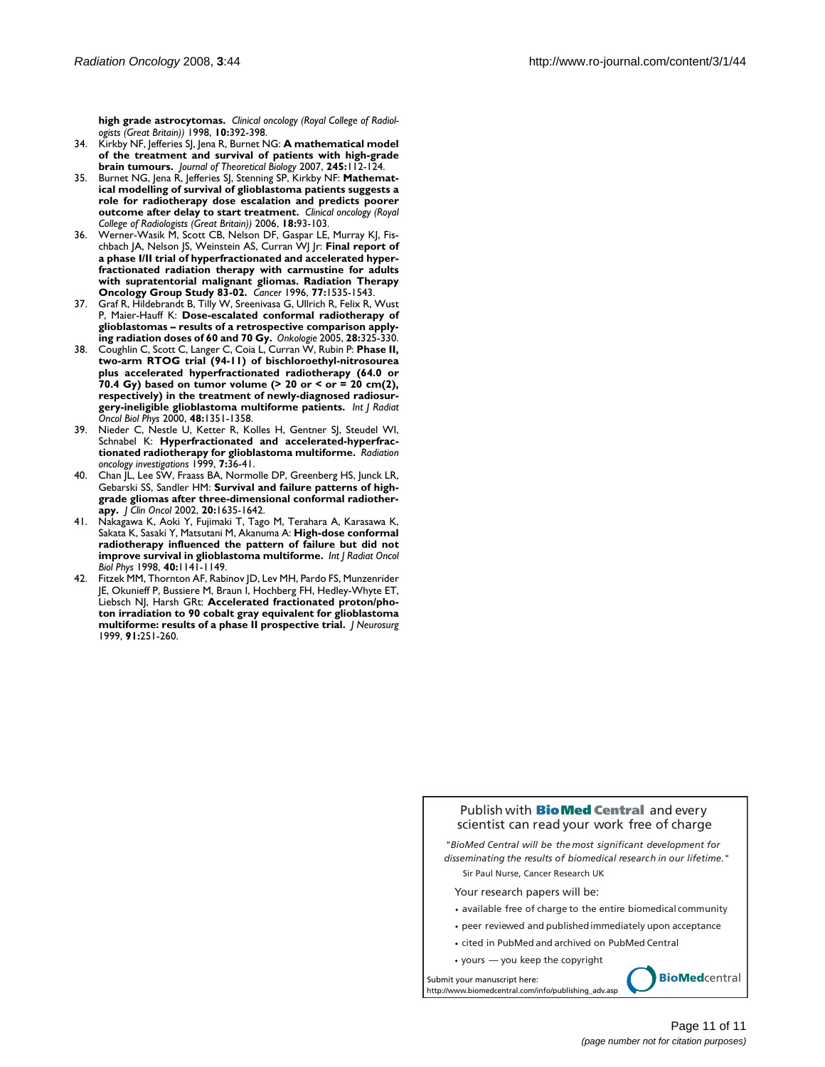high grade astrocytomas. *Clinical oncology (Royal College of Radiologists (Great Britain))* 1998, **10:**392-398.

34. Kirkby NF, Jefferies SJ, Jena R, Burnet NG: **A mathematical model of the treatment and survival of patients with high-grade brain tumours.** *Journal of Theoretical Biology* 2007, **245:**112-124.
35. Burnet NG, Jena R, Jefferies SJ, Stenning SP, Kirkby NF: **Mathematical modelling of survival of glioblastoma patients suggests a role for radiotherapy dose escalation and predicts poorer outcome after delay to start treatment.** *Clinical oncology (Royal College of Radiologists (Great Britain))* 2006, **18:**93-103.
36. Werner-Wasik M, Scott CB, Nelson DF, Gaspar LE, Murray KJ, Fischbach JA, Nelson JS, Weinstein AS, Curran WJ Jr: **Final report of a phase I/II trial of hyperfractionated and accelerated hyperfractionated radiation therapy with carmustine for adults with supratentorial malignant gliomas. Radiation Therapy Oncology Group Study 83-02.** *Cancer* 1996, **77:**1535-1543.
37. Graf R, Hildebrandt B, Tilly W, Sreenivasa G, Ullrich R, Felix R, Wust P, Maier-Hauff K: **Dose-escalated conformal radiotherapy of glioblastomas – results of a retrospective comparison applying radiation doses of 60 and 70 Gy.** *Onkologie* 2005, **28:**325-330.
38. Coughlin C, Scott C, Langer C, Coia L, Curran W, Rubin P: **Phase II, two-arm RTOG trial (94-11) of bischloroethyl-nitrosourea plus accelerated hyperfractionated radiotherapy (64.0 or 70.4 Gy) based on tumor volume (> 20 or < or = 20 cm(2), respectively) in the treatment of newly-diagnosed radiosurgery-ineligible glioblastoma multiforme patients.** *Int J Radiat Oncol Biol Phys* 2000, **48:**1351-1358.
39. Nieder C, Nestle U, Ketter R, Kolles H, Gentner SJ, Steudel WI, Schnabel K: **Hyperfractionated and accelerated-hyperfractionated radiotherapy for glioblastoma multiforme.** *Radiation oncology investigations* 1999, **7:**36-41.
40. Chan JL, Lee SW, Fraass BA, Normolle DP, Greenberg HS, Junck LR, Gebarski SS, Sandler HM: **Survival and failure patterns of high-grade gliomas after three-dimensional conformal radiotherapy.** *J Clin Oncol* 2002, **20:**1635-1642.
41. Nakagawa K, Aoki Y, Fujimaki T, Tago M, Terahara A, Karasawa K, Sakata K, Sasaki Y, Matsutani M, Akanuma A: **High-dose conformal radiotherapy influenced the pattern of failure but did not improve survival in glioblastoma multiforme.** *Int J Radiat Oncol Biol Phys* 1998, **40:**1141-1149.
42. Fitzek MM, Thornton AF, Rabinov JD, Lev MH, Pardo FS, Munzenrider JE, Okunieff P, Bussiere M, Braun I, Hochberg FH, Hedley-Whyte ET, Liebsch NJ, Harsh GRt: **Accelerated fractionated proton/photon irradiation to 90 cobalt gray equivalent for glioblastoma multiforme: results of a phase II prospective trial.** *J Neurosurg* 1999, **91:**251-260.

Publish with **BioMed Central** and every scientist can read your work free of charge

*"BioMed Central will be the most significant development for disseminating the results of biomedical research in our lifetime."*

Sir Paul Nurse, Cancer Research UK

Your research papers will be:

- available free of charge to the entire biomedical community
- peer reviewed and published immediately upon acceptance
- cited in PubMed and archived on PubMed Central
- yours — you keep the copyright

Submit your manuscript here:
http://www.biomedcentral.com/info/publishing_adv.asp

**BioMed**central